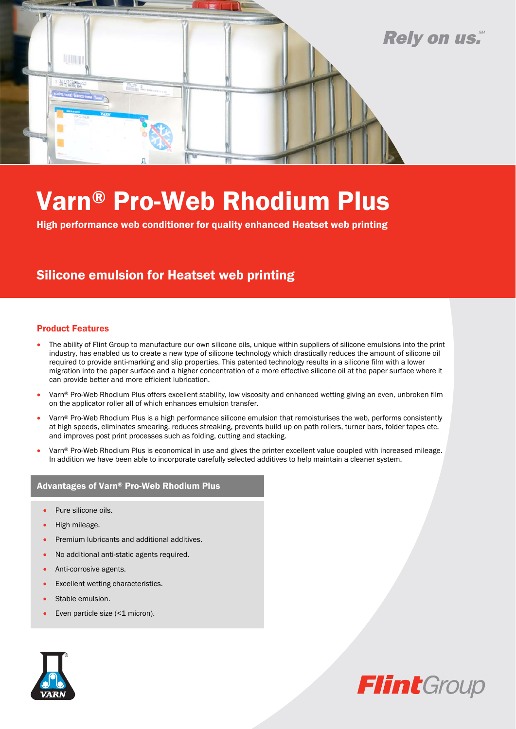Rely on us.℠

# Varn® Pro-Web Rhodium Plus

**High performance web conditioner for quality enhanced Heatset web printing**

## Silicone emulsion for Heatset web printing

### Product Features

- The ability of Flint Group to manufacture our own silicone oils, unique within suppliers of silicone emulsions into the print industry, has enabled us to create a new type of silicone technology which drastically reduces the amount of silicone oil required to provide anti-marking and slip properties. This patented technology results in a silicone film with a lower migration into the paper surface and a higher concentration of a more effective silicone oil at the paper surface where it can provide better and more efficient lubrication.
- Varn® Pro-Web Rhodium Plus offers excellent stability, low viscosity and enhanced wetting giving an even, unbroken film on the applicator roller all of which enhances emulsion transfer.
- Varn® Pro-Web Rhodium Plus is a high performance silicone emulsion that remoisturises the web, performs consistently at high speeds, eliminates smearing, reduces streaking, prevents build up on path rollers, turner bars, folder tapes etc. and improves post print processes such as folding, cutting and stacking.
- Varn® Pro-Web Rhodium Plus is economical in use and gives the printer excellent value coupled with increased mileage. In addition we have been able to incorporate carefully selected additives to help maintain a cleaner system.

### Advantages of Varn® Pro-Web Rhodium Plus

- Pure silicone oils.
- High mileage.
- Premium lubricants and additional additives.
- No additional anti-static agents required.
- Anti-corrosive agents.
- Excellent wetting characteristics.
- Stable emulsion.
- Even particle size (<1 micron).

VARN

FlintGroup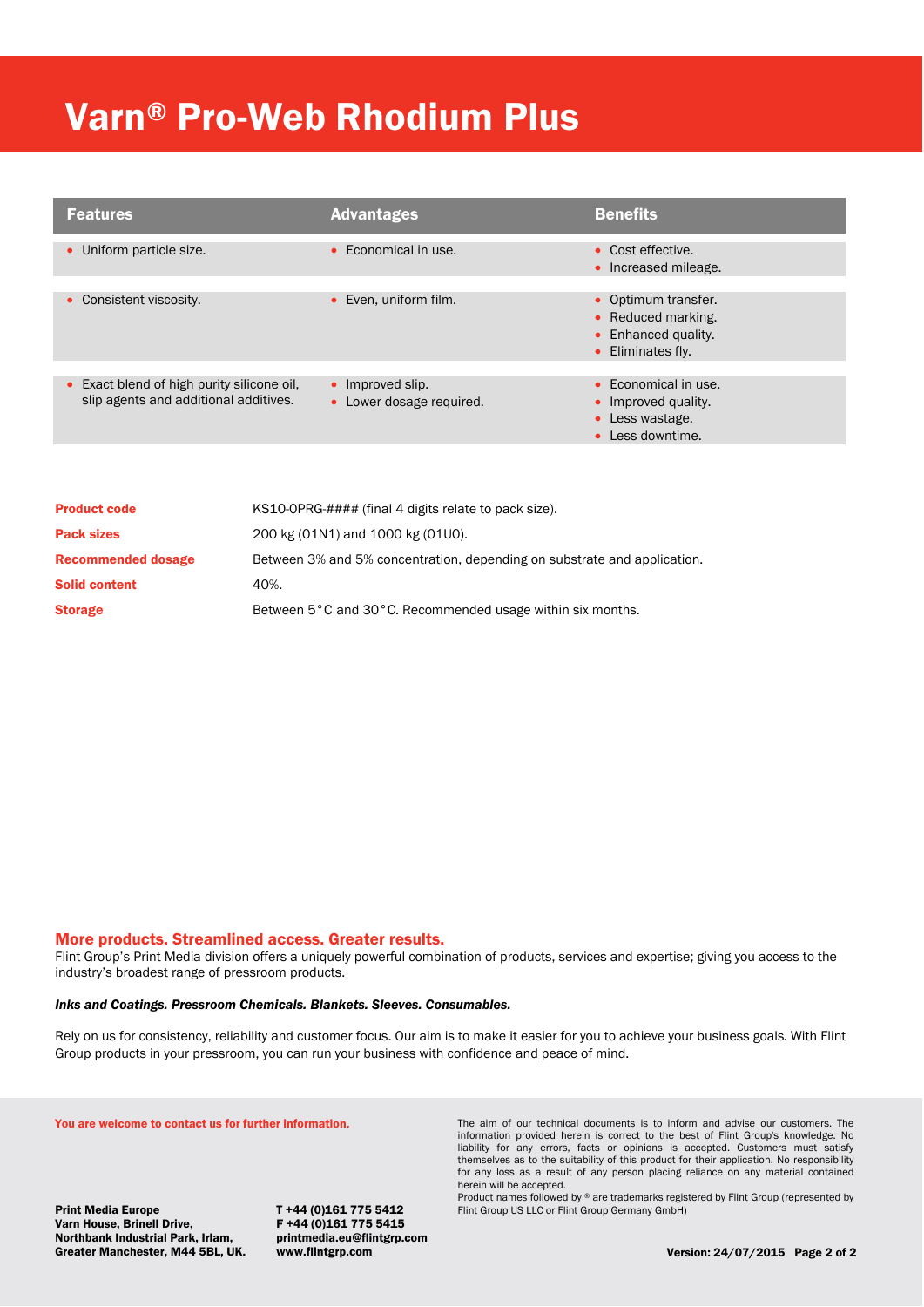# Varn® Pro-Web Rhodium Plus

| Features | Advantages | Benefits |
|---|---|---|
| • Uniform particle size. | • Economical in use. | • Cost effective.<br>• Increased mileage. |
| • Consistent viscosity. | • Even, uniform film. | • Optimum transfer.<br>• Reduced marking.<br>• Enhanced quality.<br>• Eliminates fly. |
| • Exact blend of high purity silicone oil, slip agents and additional additives. | • Improved slip.<br>• Lower dosage required. | • Economical in use.<br>• Improved quality.<br>• Less wastage.<br>• Less downtime. |

| | |
|---|---|
| **Product code** | KS10-0PRG-#### (final 4 digits relate to pack size). |
| **Pack sizes** | 200 kg (01N1) and 1000 kg (01U0). |
| **Recommended dosage** | Between 3% and 5% concentration, depending on substrate and application. |
| **Solid content** | 40%. |
| **Storage** | Between 5°C and 30°C. Recommended usage within six months. |

## More products. Streamlined access. Greater results.

Flint Group's Print Media division offers a uniquely powerful combination of products, services and expertise; giving you access to the industry's broadest range of pressroom products.

***Inks and Coatings. Pressroom Chemicals. Blankets. Sleeves. Consumables.***

Rely on us for consistency, reliability and customer focus. Our aim is to make it easier for you to achieve your business goals. With Flint Group products in your pressroom, you can run your business with confidence and peace of mind.

**You are welcome to contact us for further information.**

**Print Media Europe**
**Varn House, Brinell Drive,**
**Northbank Industrial Park, Irlam,**
**Greater Manchester, M44 5BL, UK.**

**T +44 (0)161 775 5412**
**F +44 (0)161 775 5415**
**printmedia.eu@flintgrp.com**
**www.flintgrp.com**

The aim of our technical documents is to inform and advise our customers. The information provided herein is correct to the best of Flint Group's knowledge. No liability for any errors, facts or opinions is accepted. Customers must satisfy themselves as to the suitability of this product for their application. No responsibility for any loss as a result of any person placing reliance on any material contained herein will be accepted.
Product names followed by ® are trademarks registered by Flint Group (represented by Flint Group US LLC or Flint Group Germany GmbH)

**Version: 24/07/2015**